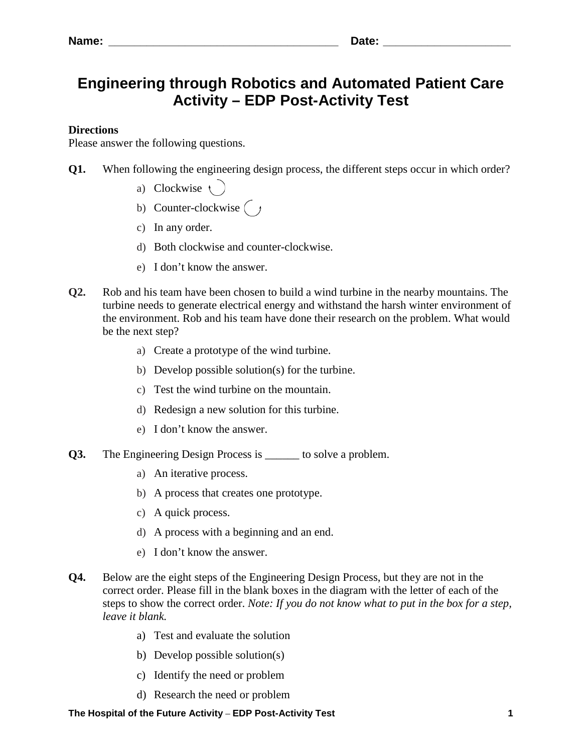**Name:** ______________________________________ **Date:** _____________________

# Engineering through Robotics and Automated Patient Care Activity – EDP Post-Activity Test

**Directions**
Please answer the following questions.

**Q1.** When following the engineering design process, the different steps occur in which order?

a) Clockwise
b) Counter-clockwise
c) In any order.
d) Both clockwise and counter-clockwise.
e) I don't know the answer.

**Q2.** Rob and his team have been chosen to build a wind turbine in the nearby mountains. The turbine needs to generate electrical energy and withstand the harsh winter environment of the environment. Rob and his team have done their research on the problem. What would be the next step?

a) Create a prototype of the wind turbine.
b) Develop possible solution(s) for the turbine.
c) Test the wind turbine on the mountain.
d) Redesign a new solution for this turbine.
e) I don't know the answer.

**Q3.** The Engineering Design Process is ______ to solve a problem.

a) An iterative process.
b) A process that creates one prototype.
c) A quick process.
d) A process with a beginning and an end.
e) I don't know the answer.

**Q4.** Below are the eight steps of the Engineering Design Process, but they are not in the correct order. Please fill in the blank boxes in the diagram with the letter of each of the steps to show the correct order. *Note: If you do not know what to put in the box for a step, leave it blank.*

a) Test and evaluate the solution
b) Develop possible solution(s)
c) Identify the need or problem
d) Research the need or problem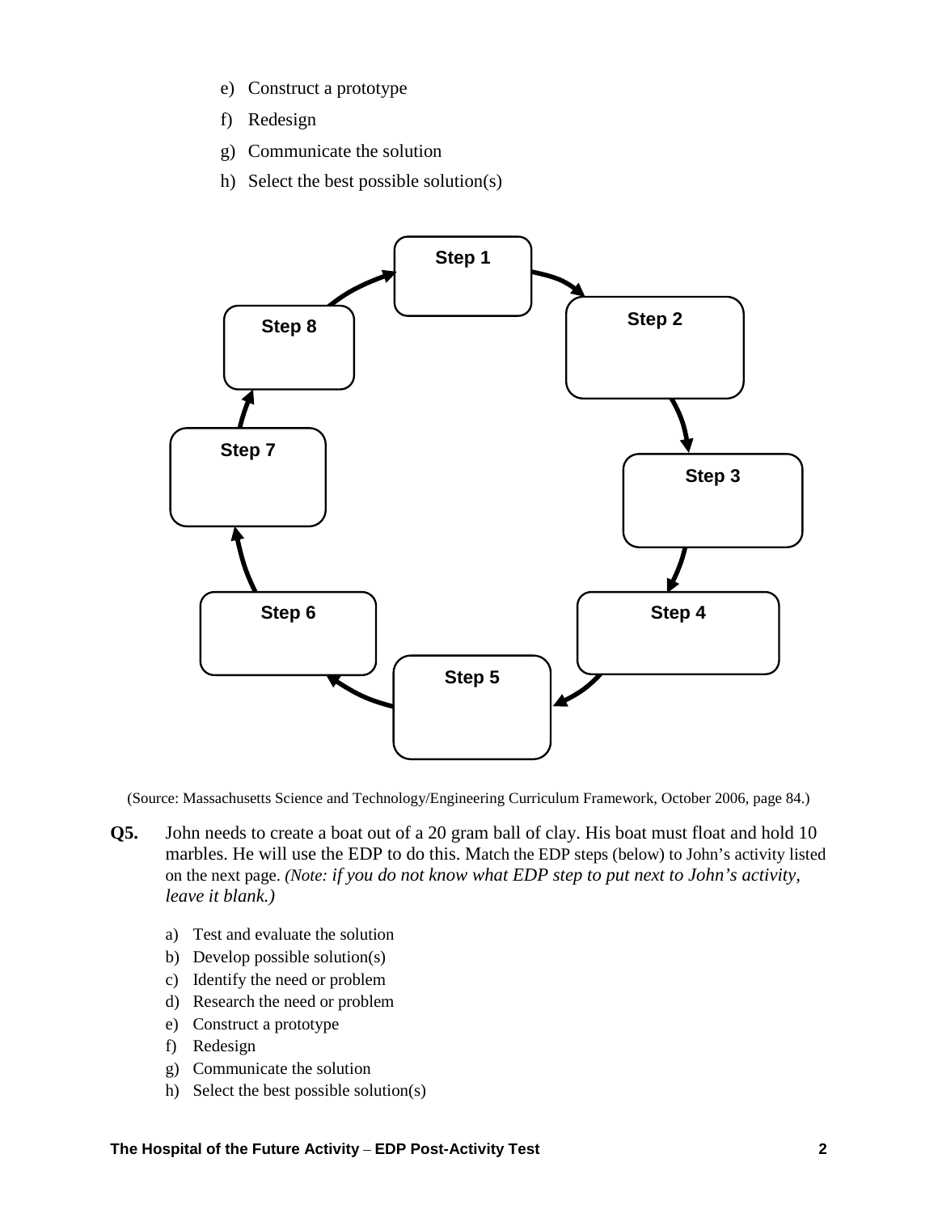e) Construct a prototype
f) Redesign
g) Communicate the solution
h) Select the best possible solution(s)

Step 1
Step 2
Step 3
Step 4
Step 5
Step 6
Step 7
Step 8

(Source: Massachusetts Science and Technology/Engineering Curriculum Framework, October 2006, page 84.)

**Q5.** John needs to create a boat out of a 20 gram ball of clay. His boat must float and hold 10 marbles. He will use the EDP to do this. Match the EDP steps (below) to John's activity listed on the next page. *(Note: if you do not know what EDP step to put next to John's activity, leave it blank.)*

a) Test and evaluate the solution
b) Develop possible solution(s)
c) Identify the need or problem
d) Research the need or problem
e) Construct a prototype
f) Redesign
g) Communicate the solution
h) Select the best possible solution(s)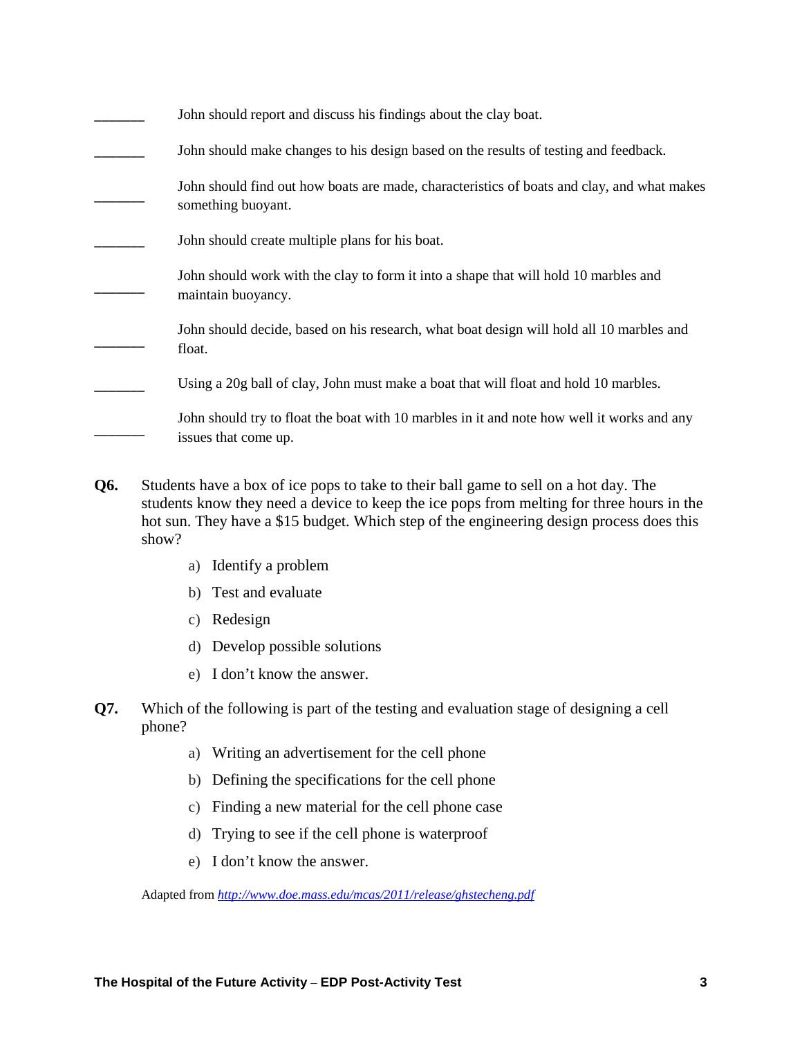_______ John should report and discuss his findings about the clay boat.

_______ John should make changes to his design based on the results of testing and feedback.

_______ John should find out how boats are made, characteristics of boats and clay, and what makes something buoyant.

_______ John should create multiple plans for his boat.

_______ John should work with the clay to form it into a shape that will hold 10 marbles and maintain buoyancy.

_______ John should decide, based on his research, what boat design will hold all 10 marbles and float.

_______ Using a 20g ball of clay, John must make a boat that will float and hold 10 marbles.

_______ John should try to float the boat with 10 marbles in it and note how well it works and any issues that come up.

**Q6.** Students have a box of ice pops to take to their ball game to sell on a hot day. The students know they need a device to keep the ice pops from melting for three hours in the hot sun. They have a $15 budget. Which step of the engineering design process does this show?

a) Identify a problem
b) Test and evaluate
c) Redesign
d) Develop possible solutions
e) I don't know the answer.

**Q7.** Which of the following is part of the testing and evaluation stage of designing a cell phone?

a) Writing an advertisement for the cell phone
b) Defining the specifications for the cell phone
c) Finding a new material for the cell phone case
d) Trying to see if the cell phone is waterproof
e) I don't know the answer.

Adapted from *http://www.doe.mass.edu/mcas/2011/release/ghstecheng.pdf*